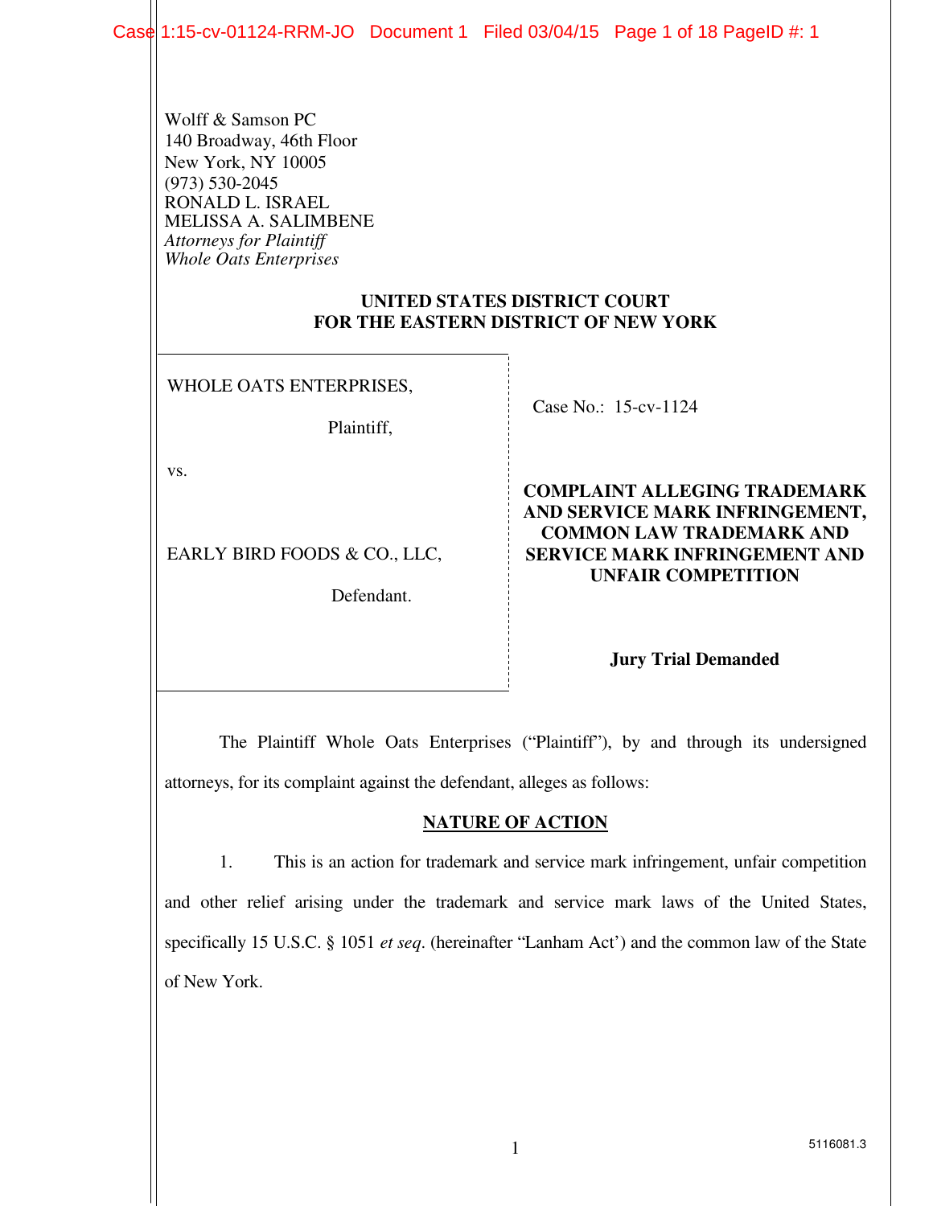Wolff & Samson PC
140 Broadway, 46th Floor
New York, NY 10005
(973) 530-2045
RONALD L. ISRAEL
MELISSA A. SALIMBENE
*Attorneys for Plaintiff*
*Whole Oats Enterprises*

**UNITED STATES DISTRICT COURT**
**FOR THE EASTERN DISTRICT OF NEW YORK**

| | |
|---|---|
| WHOLE OATS ENTERPRISES,<br><br>Plaintiff,<br><br>vs.<br><br>EARLY BIRD FOODS & CO., LLC,<br><br>Defendant. | Case No.: 15-cv-1124<br><br>**COMPLAINT ALLEGING TRADEMARK AND SERVICE MARK INFRINGEMENT, COMMON LAW TRADEMARK AND SERVICE MARK INFRINGEMENT AND UNFAIR COMPETITION**<br><br>**Jury Trial Demanded** |

The Plaintiff Whole Oats Enterprises ("Plaintiff"), by and through its undersigned attorneys, for its complaint against the defendant, alleges as follows:

## NATURE OF ACTION

1. This is an action for trademark and service mark infringement, unfair competition and other relief arising under the trademark and service mark laws of the United States, specifically 15 U.S.C. § 1051 *et seq*. (hereinafter "Lanham Act') and the common law of the State of New York.

5116081.3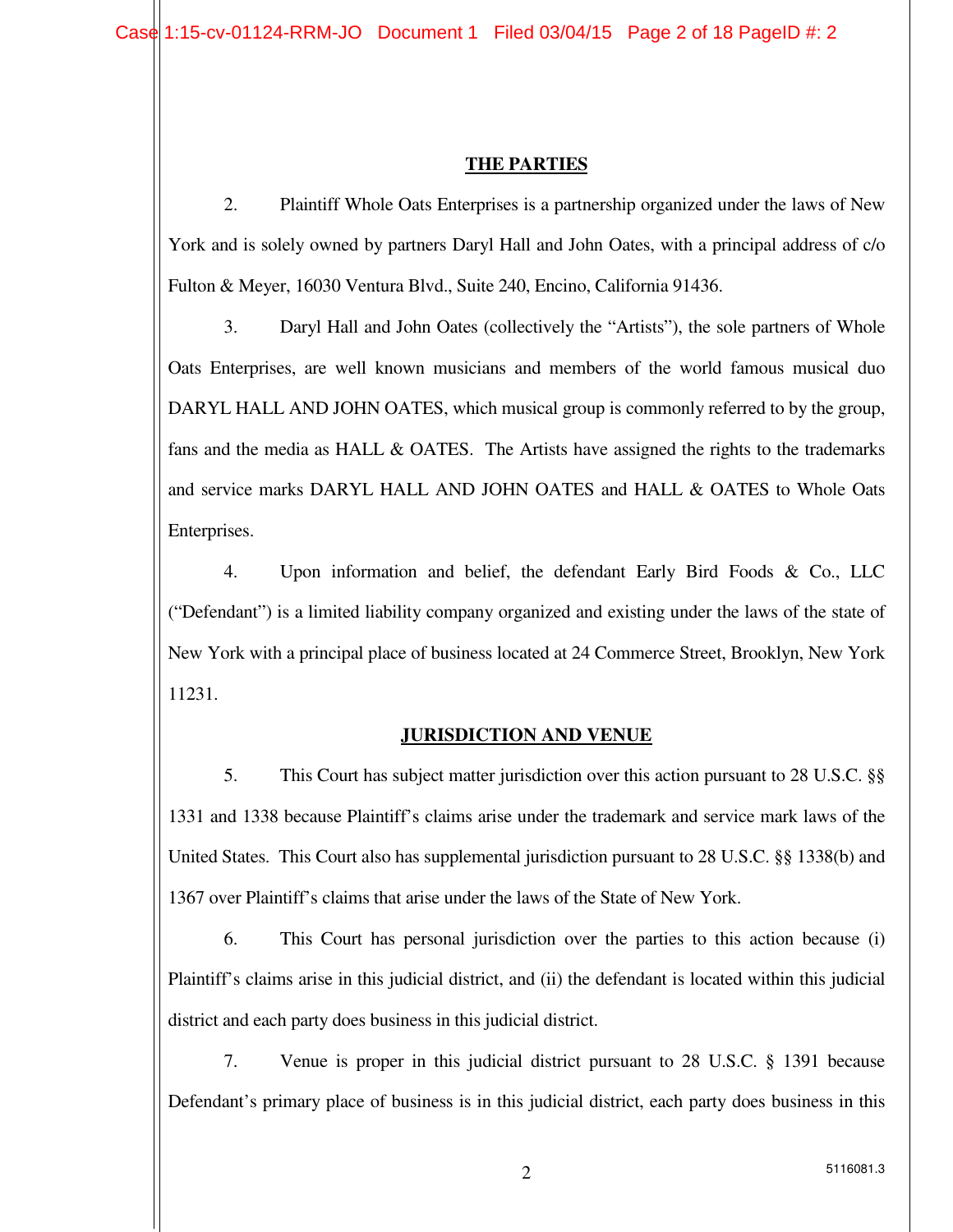## THE PARTIES

2. Plaintiff Whole Oats Enterprises is a partnership organized under the laws of New York and is solely owned by partners Daryl Hall and John Oates, with a principal address of c/o Fulton & Meyer, 16030 Ventura Blvd., Suite 240, Encino, California 91436.

3. Daryl Hall and John Oates (collectively the "Artists"), the sole partners of Whole Oats Enterprises, are well known musicians and members of the world famous musical duo DARYL HALL AND JOHN OATES, which musical group is commonly referred to by the group, fans and the media as HALL & OATES. The Artists have assigned the rights to the trademarks and service marks DARYL HALL AND JOHN OATES and HALL & OATES to Whole Oats Enterprises.

4. Upon information and belief, the defendant Early Bird Foods & Co., LLC ("Defendant") is a limited liability company organized and existing under the laws of the state of New York with a principal place of business located at 24 Commerce Street, Brooklyn, New York 11231.

## JURISDICTION AND VENUE

5. This Court has subject matter jurisdiction over this action pursuant to 28 U.S.C. §§ 1331 and 1338 because Plaintiff's claims arise under the trademark and service mark laws of the United States. This Court also has supplemental jurisdiction pursuant to 28 U.S.C. §§ 1338(b) and 1367 over Plaintiff's claims that arise under the laws of the State of New York.

6. This Court has personal jurisdiction over the parties to this action because (i) Plaintiff's claims arise in this judicial district, and (ii) the defendant is located within this judicial district and each party does business in this judicial district.

7. Venue is proper in this judicial district pursuant to 28 U.S.C. § 1391 because Defendant's primary place of business is in this judicial district, each party does business in this

5116081.3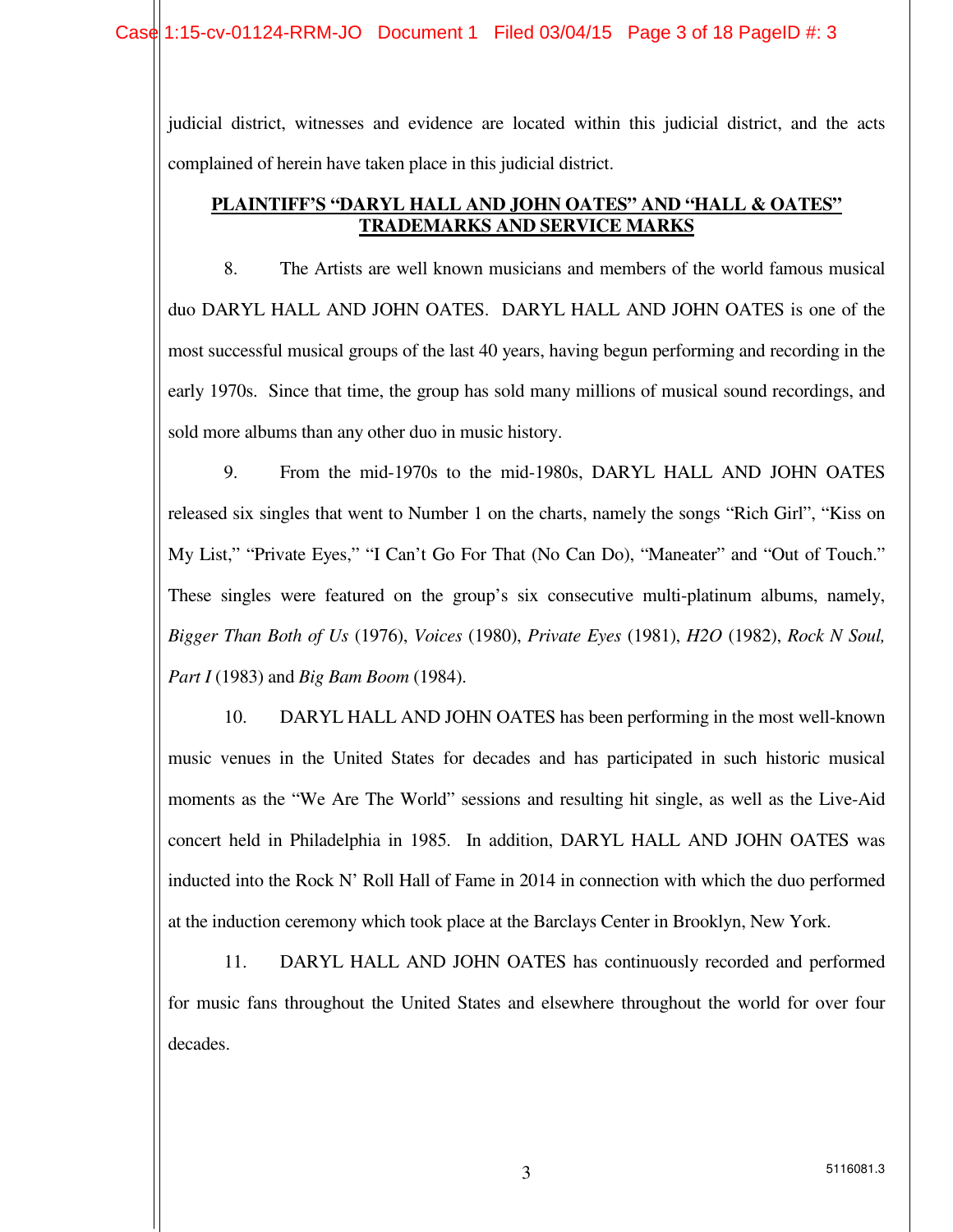judicial district, witnesses and evidence are located within this judicial district, and the acts complained of herein have taken place in this judicial district.

## PLAINTIFF'S "DARYL HALL AND JOHN OATES" AND "HALL & OATES" TRADEMARKS AND SERVICE MARKS

8. The Artists are well known musicians and members of the world famous musical duo DARYL HALL AND JOHN OATES. DARYL HALL AND JOHN OATES is one of the most successful musical groups of the last 40 years, having begun performing and recording in the early 1970s. Since that time, the group has sold many millions of musical sound recordings, and sold more albums than any other duo in music history.

9. From the mid-1970s to the mid-1980s, DARYL HALL AND JOHN OATES released six singles that went to Number 1 on the charts, namely the songs "Rich Girl", "Kiss on My List," "Private Eyes," "I Can't Go For That (No Can Do), "Maneater" and "Out of Touch." These singles were featured on the group's six consecutive multi-platinum albums, namely, *Bigger Than Both of Us* (1976), *Voices* (1980), *Private Eyes* (1981), *H2O* (1982), *Rock N Soul, Part I* (1983) and *Big Bam Boom* (1984).

10. DARYL HALL AND JOHN OATES has been performing in the most well-known music venues in the United States for decades and has participated in such historic musical moments as the "We Are The World" sessions and resulting hit single, as well as the Live-Aid concert held in Philadelphia in 1985. In addition, DARYL HALL AND JOHN OATES was inducted into the Rock N' Roll Hall of Fame in 2014 in connection with which the duo performed at the induction ceremony which took place at the Barclays Center in Brooklyn, New York.

11. DARYL HALL AND JOHN OATES has continuously recorded and performed for music fans throughout the United States and elsewhere throughout the world for over four decades.

5116081.3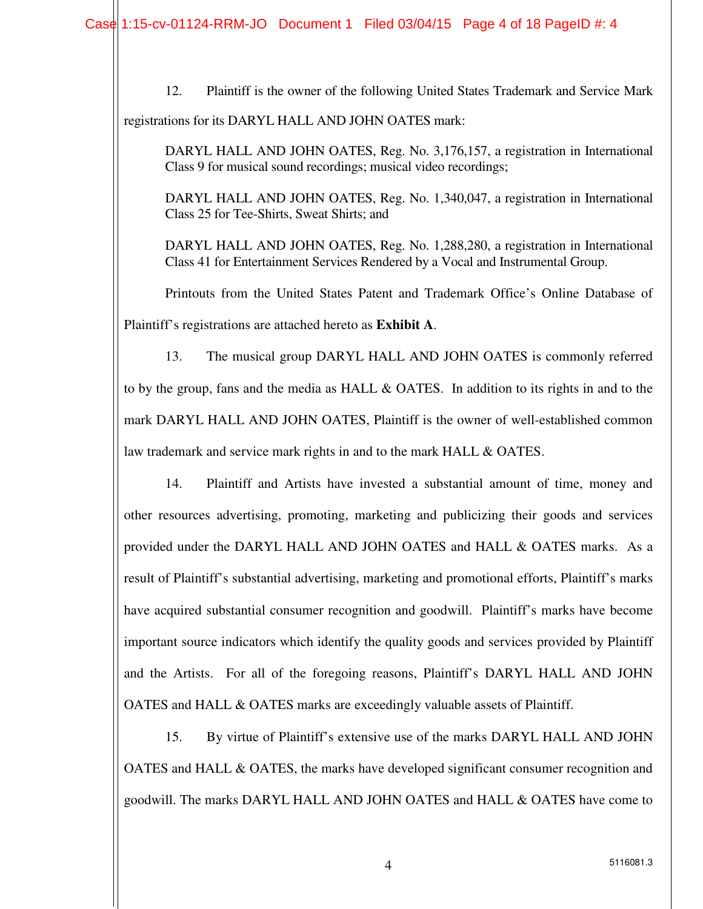12. Plaintiff is the owner of the following United States Trademark and Service Mark registrations for its DARYL HALL AND JOHN OATES mark:

> DARYL HALL AND JOHN OATES, Reg. No. 3,176,157, a registration in International Class 9 for musical sound recordings; musical video recordings;
>
> DARYL HALL AND JOHN OATES, Reg. No. 1,340,047, a registration in International Class 25 for Tee-Shirts, Sweat Shirts; and
>
> DARYL HALL AND JOHN OATES, Reg. No. 1,288,280, a registration in International Class 41 for Entertainment Services Rendered by a Vocal and Instrumental Group.

Printouts from the United States Patent and Trademark Office's Online Database of Plaintiff's registrations are attached hereto as **Exhibit A**.

13. The musical group DARYL HALL AND JOHN OATES is commonly referred to by the group, fans and the media as HALL & OATES. In addition to its rights in and to the mark DARYL HALL AND JOHN OATES, Plaintiff is the owner of well-established common law trademark and service mark rights in and to the mark HALL & OATES.

14. Plaintiff and Artists have invested a substantial amount of time, money and other resources advertising, promoting, marketing and publicizing their goods and services provided under the DARYL HALL AND JOHN OATES and HALL & OATES marks. As a result of Plaintiff's substantial advertising, marketing and promotional efforts, Plaintiff's marks have acquired substantial consumer recognition and goodwill. Plaintiff's marks have become important source indicators which identify the quality goods and services provided by Plaintiff and the Artists. For all of the foregoing reasons, Plaintiff's DARYL HALL AND JOHN OATES and HALL & OATES marks are exceedingly valuable assets of Plaintiff.

15. By virtue of Plaintiff's extensive use of the marks DARYL HALL AND JOHN OATES and HALL & OATES, the marks have developed significant consumer recognition and goodwill. The marks DARYL HALL AND JOHN OATES and HALL & OATES have come to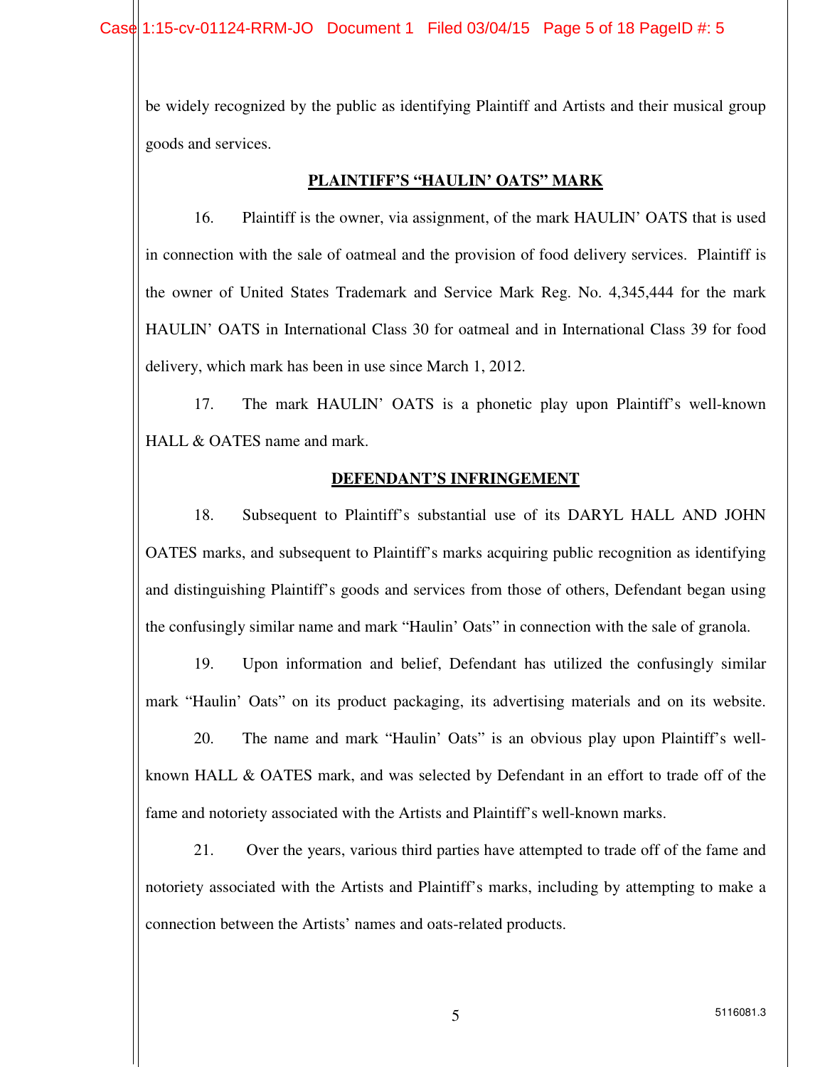be widely recognized by the public as identifying Plaintiff and Artists and their musical group goods and services.

## PLAINTIFF'S "HAULIN' OATS" MARK

16. Plaintiff is the owner, via assignment, of the mark HAULIN' OATS that is used in connection with the sale of oatmeal and the provision of food delivery services. Plaintiff is the owner of United States Trademark and Service Mark Reg. No. 4,345,444 for the mark HAULIN' OATS in International Class 30 for oatmeal and in International Class 39 for food delivery, which mark has been in use since March 1, 2012.

17. The mark HAULIN' OATS is a phonetic play upon Plaintiff's well-known HALL & OATES name and mark.

## DEFENDANT'S INFRINGEMENT

18. Subsequent to Plaintiff's substantial use of its DARYL HALL AND JOHN OATES marks, and subsequent to Plaintiff's marks acquiring public recognition as identifying and distinguishing Plaintiff's goods and services from those of others, Defendant began using the confusingly similar name and mark "Haulin' Oats" in connection with the sale of granola.

19. Upon information and belief, Defendant has utilized the confusingly similar mark "Haulin' Oats" on its product packaging, its advertising materials and on its website.

20. The name and mark "Haulin' Oats" is an obvious play upon Plaintiff's well-known HALL & OATES mark, and was selected by Defendant in an effort to trade off of the fame and notoriety associated with the Artists and Plaintiff's well-known marks.

21. Over the years, various third parties have attempted to trade off of the fame and notoriety associated with the Artists and Plaintiff's marks, including by attempting to make a connection between the Artists' names and oats-related products.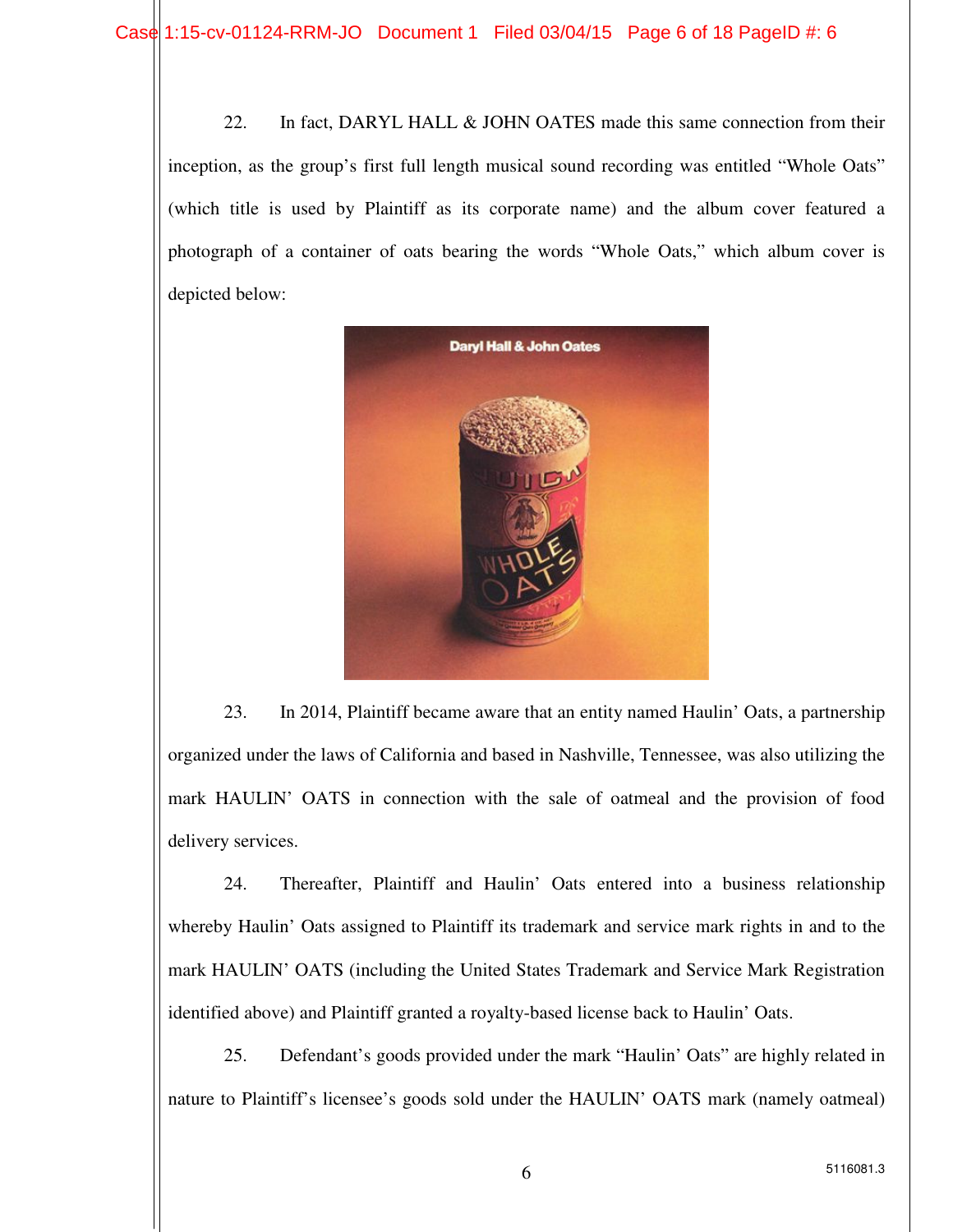22. In fact, DARYL HALL & JOHN OATES made this same connection from their inception, as the group's first full length musical sound recording was entitled "Whole Oats" (which title is used by Plaintiff as its corporate name) and the album cover featured a photograph of a container of oats bearing the words "Whole Oats," which album cover is depicted below:

23. In 2014, Plaintiff became aware that an entity named Haulin' Oats, a partnership organized under the laws of California and based in Nashville, Tennessee, was also utilizing the mark HAULIN' OATS in connection with the sale of oatmeal and the provision of food delivery services.

24. Thereafter, Plaintiff and Haulin' Oats entered into a business relationship whereby Haulin' Oats assigned to Plaintiff its trademark and service mark rights in and to the mark HAULIN' OATS (including the United States Trademark and Service Mark Registration identified above) and Plaintiff granted a royalty-based license back to Haulin' Oats.

25. Defendant's goods provided under the mark "Haulin' Oats" are highly related in nature to Plaintiff's licensee's goods sold under the HAULIN' OATS mark (namely oatmeal)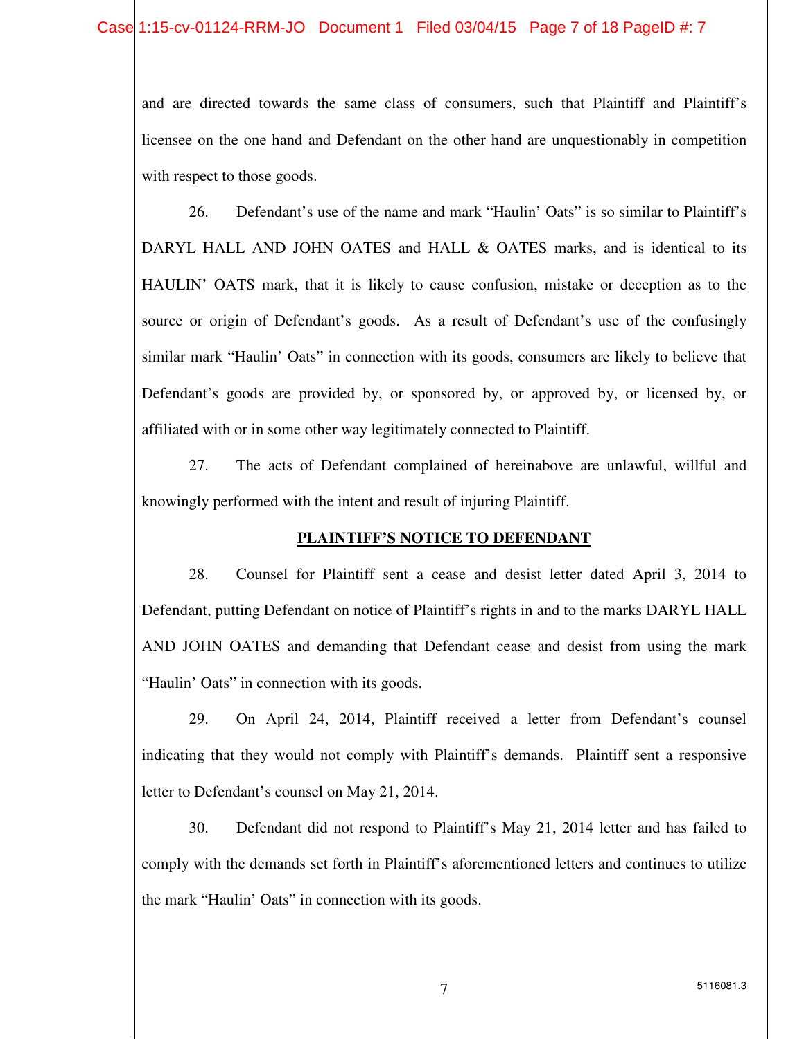and are directed towards the same class of consumers, such that Plaintiff and Plaintiff's licensee on the one hand and Defendant on the other hand are unquestionably in competition with respect to those goods.

26. Defendant's use of the name and mark "Haulin' Oats" is so similar to Plaintiff's DARYL HALL AND JOHN OATES and HALL & OATES marks, and is identical to its HAULIN' OATS mark, that it is likely to cause confusion, mistake or deception as to the source or origin of Defendant's goods. As a result of Defendant's use of the confusingly similar mark "Haulin' Oats" in connection with its goods, consumers are likely to believe that Defendant's goods are provided by, or sponsored by, or approved by, or licensed by, or affiliated with or in some other way legitimately connected to Plaintiff.

27. The acts of Defendant complained of hereinabove are unlawful, willful and knowingly performed with the intent and result of injuring Plaintiff.

## PLAINTIFF'S NOTICE TO DEFENDANT

28. Counsel for Plaintiff sent a cease and desist letter dated April 3, 2014 to Defendant, putting Defendant on notice of Plaintiff's rights in and to the marks DARYL HALL AND JOHN OATES and demanding that Defendant cease and desist from using the mark "Haulin' Oats" in connection with its goods.

29. On April 24, 2014, Plaintiff received a letter from Defendant's counsel indicating that they would not comply with Plaintiff's demands. Plaintiff sent a responsive letter to Defendant's counsel on May 21, 2014.

30. Defendant did not respond to Plaintiff's May 21, 2014 letter and has failed to comply with the demands set forth in Plaintiff's aforementioned letters and continues to utilize the mark "Haulin' Oats" in connection with its goods.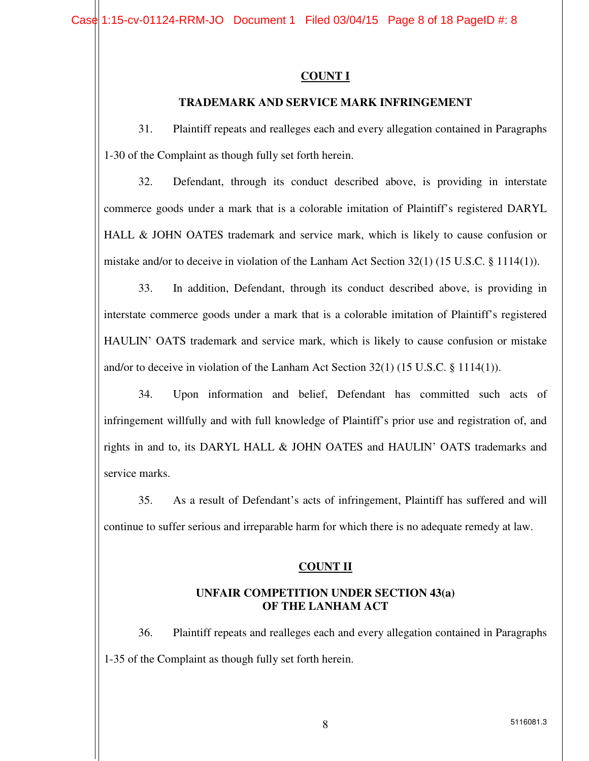## COUNT I

### TRADEMARK AND SERVICE MARK INFRINGEMENT

31. Plaintiff repeats and realleges each and every allegation contained in Paragraphs 1-30 of the Complaint as though fully set forth herein.

32. Defendant, through its conduct described above, is providing in interstate commerce goods under a mark that is a colorable imitation of Plaintiff's registered DARYL HALL & JOHN OATES trademark and service mark, which is likely to cause confusion or mistake and/or to deceive in violation of the Lanham Act Section 32(1) (15 U.S.C. § 1114(1)).

33. In addition, Defendant, through its conduct described above, is providing in interstate commerce goods under a mark that is a colorable imitation of Plaintiff's registered HAULIN' OATS trademark and service mark, which is likely to cause confusion or mistake and/or to deceive in violation of the Lanham Act Section 32(1) (15 U.S.C. § 1114(1)).

34. Upon information and belief, Defendant has committed such acts of infringement willfully and with full knowledge of Plaintiff's prior use and registration of, and rights in and to, its DARYL HALL & JOHN OATES and HAULIN' OATS trademarks and service marks.

35. As a result of Defendant's acts of infringement, Plaintiff has suffered and will continue to suffer serious and irreparable harm for which there is no adequate remedy at law.

## COUNT II

### UNFAIR COMPETITION UNDER SECTION 43(a) OF THE LANHAM ACT

36. Plaintiff repeats and realleges each and every allegation contained in Paragraphs 1-35 of the Complaint as though fully set forth herein.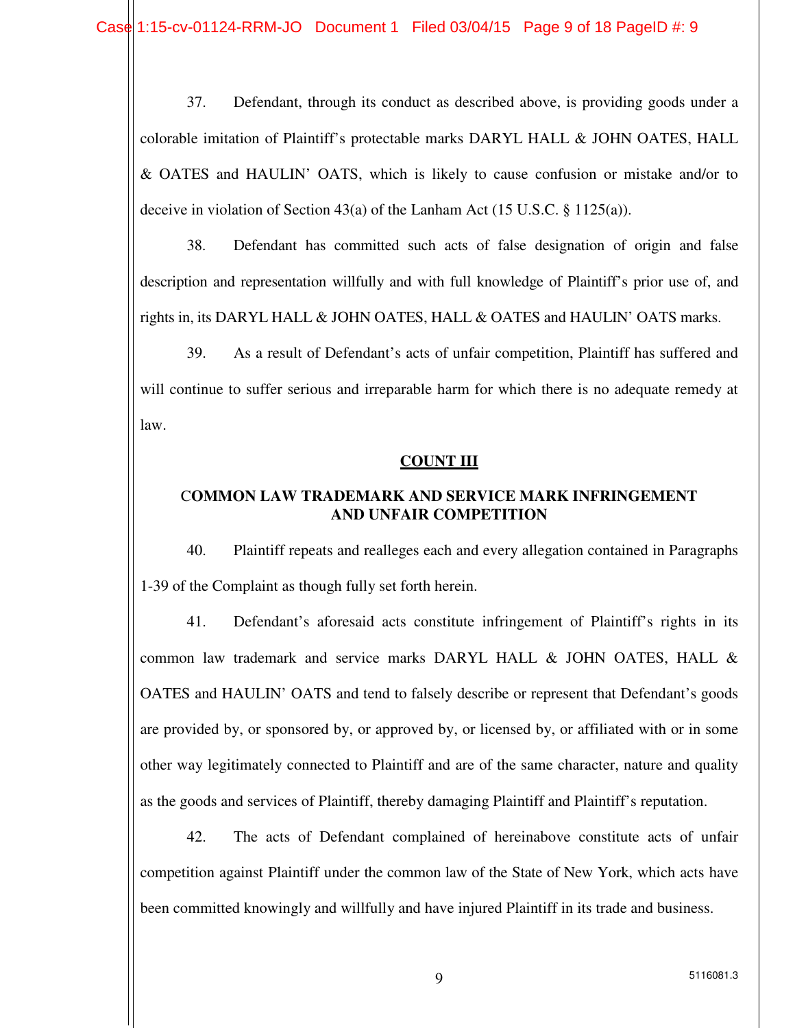37. Defendant, through its conduct as described above, is providing goods under a colorable imitation of Plaintiff's protectable marks DARYL HALL & JOHN OATES, HALL & OATES and HAULIN' OATS, which is likely to cause confusion or mistake and/or to deceive in violation of Section 43(a) of the Lanham Act (15 U.S.C. § 1125(a)).

38. Defendant has committed such acts of false designation of origin and false description and representation willfully and with full knowledge of Plaintiff's prior use of, and rights in, its DARYL HALL & JOHN OATES, HALL & OATES and HAULIN' OATS marks.

39. As a result of Defendant's acts of unfair competition, Plaintiff has suffered and will continue to suffer serious and irreparable harm for which there is no adequate remedy at law.

## COUNT III

## COMMON LAW TRADEMARK AND SERVICE MARK INFRINGEMENT AND UNFAIR COMPETITION

40. Plaintiff repeats and realleges each and every allegation contained in Paragraphs 1-39 of the Complaint as though fully set forth herein.

41. Defendant's aforesaid acts constitute infringement of Plaintiff's rights in its common law trademark and service marks DARYL HALL & JOHN OATES, HALL & OATES and HAULIN' OATS and tend to falsely describe or represent that Defendant's goods are provided by, or sponsored by, or approved by, or licensed by, or affiliated with or in some other way legitimately connected to Plaintiff and are of the same character, nature and quality as the goods and services of Plaintiff, thereby damaging Plaintiff and Plaintiff's reputation.

42. The acts of Defendant complained of hereinabove constitute acts of unfair competition against Plaintiff under the common law of the State of New York, which acts have been committed knowingly and willfully and have injured Plaintiff in its trade and business.

5116081.3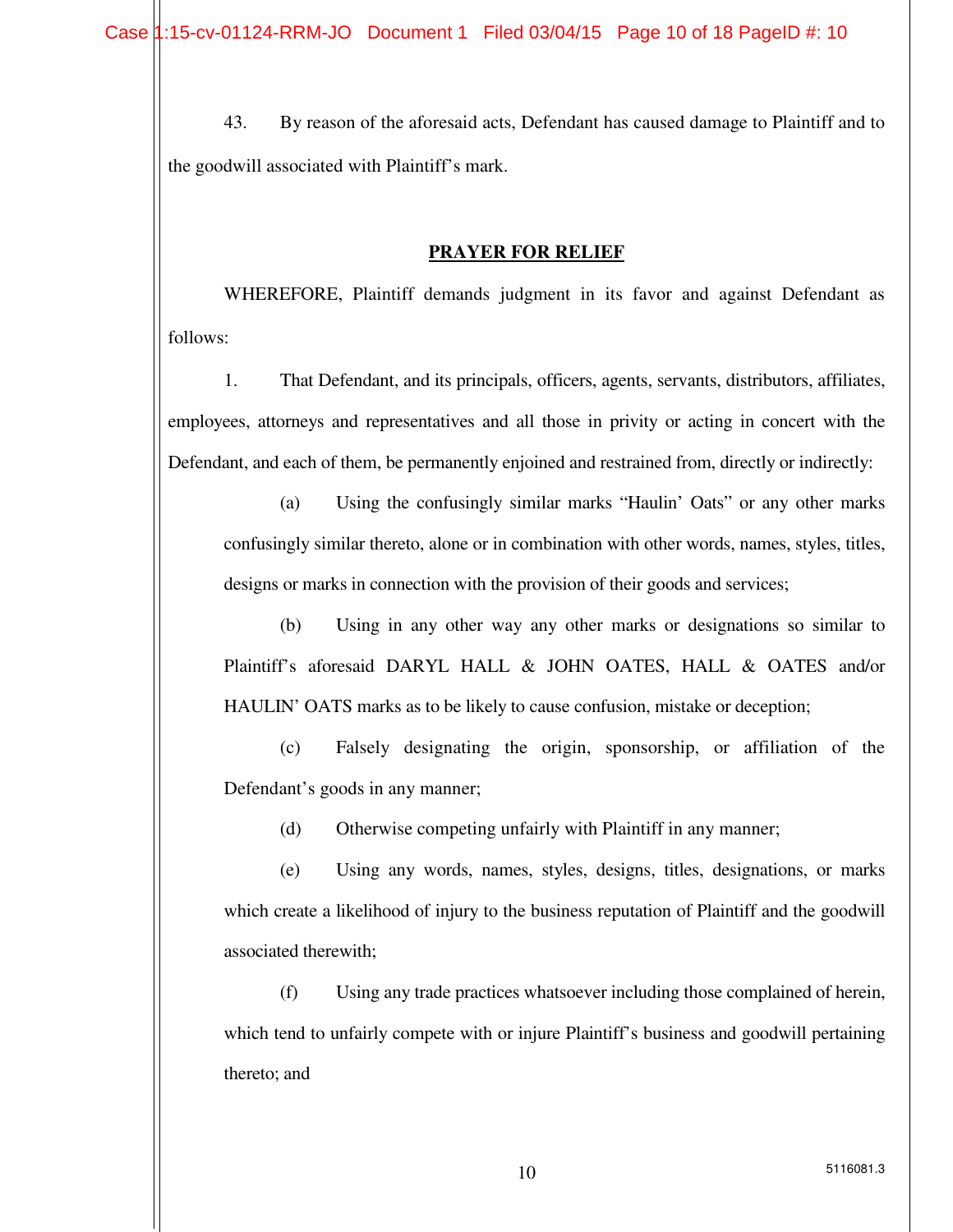43. By reason of the aforesaid acts, Defendant has caused damage to Plaintiff and to the goodwill associated with Plaintiff's mark.

## **PRAYER FOR RELIEF**

WHEREFORE, Plaintiff demands judgment in its favor and against Defendant as follows:

1. That Defendant, and its principals, officers, agents, servants, distributors, affiliates, employees, attorneys and representatives and all those in privity or acting in concert with the Defendant, and each of them, be permanently enjoined and restrained from, directly or indirectly:

   (a) Using the confusingly similar marks "Haulin' Oats" or any other marks confusingly similar thereto, alone or in combination with other words, names, styles, titles, designs or marks in connection with the provision of their goods and services;

   (b) Using in any other way any other marks or designations so similar to Plaintiff's aforesaid DARYL HALL & JOHN OATES, HALL & OATES and/or HAULIN' OATS marks as to be likely to cause confusion, mistake or deception;

   (c) Falsely designating the origin, sponsorship, or affiliation of the Defendant's goods in any manner;

   (d) Otherwise competing unfairly with Plaintiff in any manner;

   (e) Using any words, names, styles, designs, titles, designations, or marks which create a likelihood of injury to the business reputation of Plaintiff and the goodwill associated therewith;

   (f) Using any trade practices whatsoever including those complained of herein, which tend to unfairly compete with or injure Plaintiff's business and goodwill pertaining thereto; and

5116081.3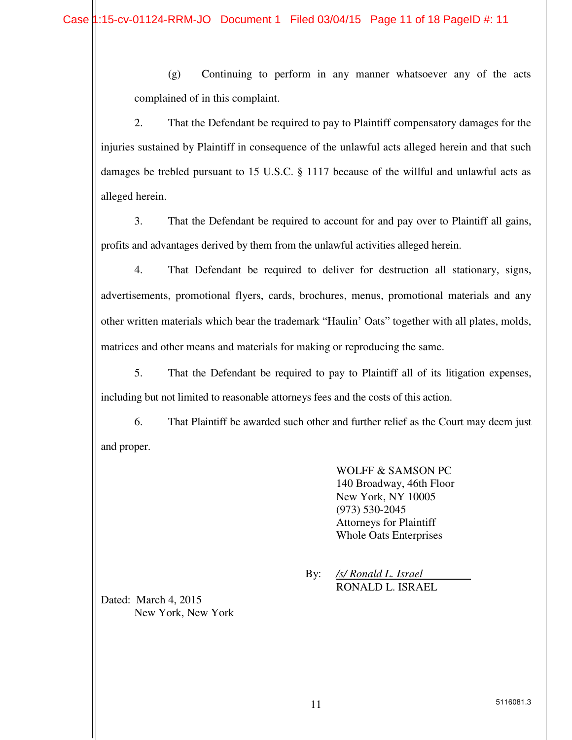(g) Continuing to perform in any manner whatsoever any of the acts complained of in this complaint.

2. That the Defendant be required to pay to Plaintiff compensatory damages for the injuries sustained by Plaintiff in consequence of the unlawful acts alleged herein and that such damages be trebled pursuant to 15 U.S.C. § 1117 because of the willful and unlawful acts as alleged herein.

3. That the Defendant be required to account for and pay over to Plaintiff all gains, profits and advantages derived by them from the unlawful activities alleged herein.

4. That Defendant be required to deliver for destruction all stationary, signs, advertisements, promotional flyers, cards, brochures, menus, promotional materials and any other written materials which bear the trademark "Haulin' Oats" together with all plates, molds, matrices and other means and materials for making or reproducing the same.

5. That the Defendant be required to pay to Plaintiff all of its litigation expenses, including but not limited to reasonable attorneys fees and the costs of this action.

6. That Plaintiff be awarded such other and further relief as the Court may deem just and proper.

WOLFF & SAMSON PC
140 Broadway, 46th Floor
New York, NY 10005
(973) 530-2045
Attorneys for Plaintiff
Whole Oats Enterprises

By: */s/ Ronald L. Israel*
RONALD L. ISRAEL

Dated: March 4, 2015
New York, New York

5116081.3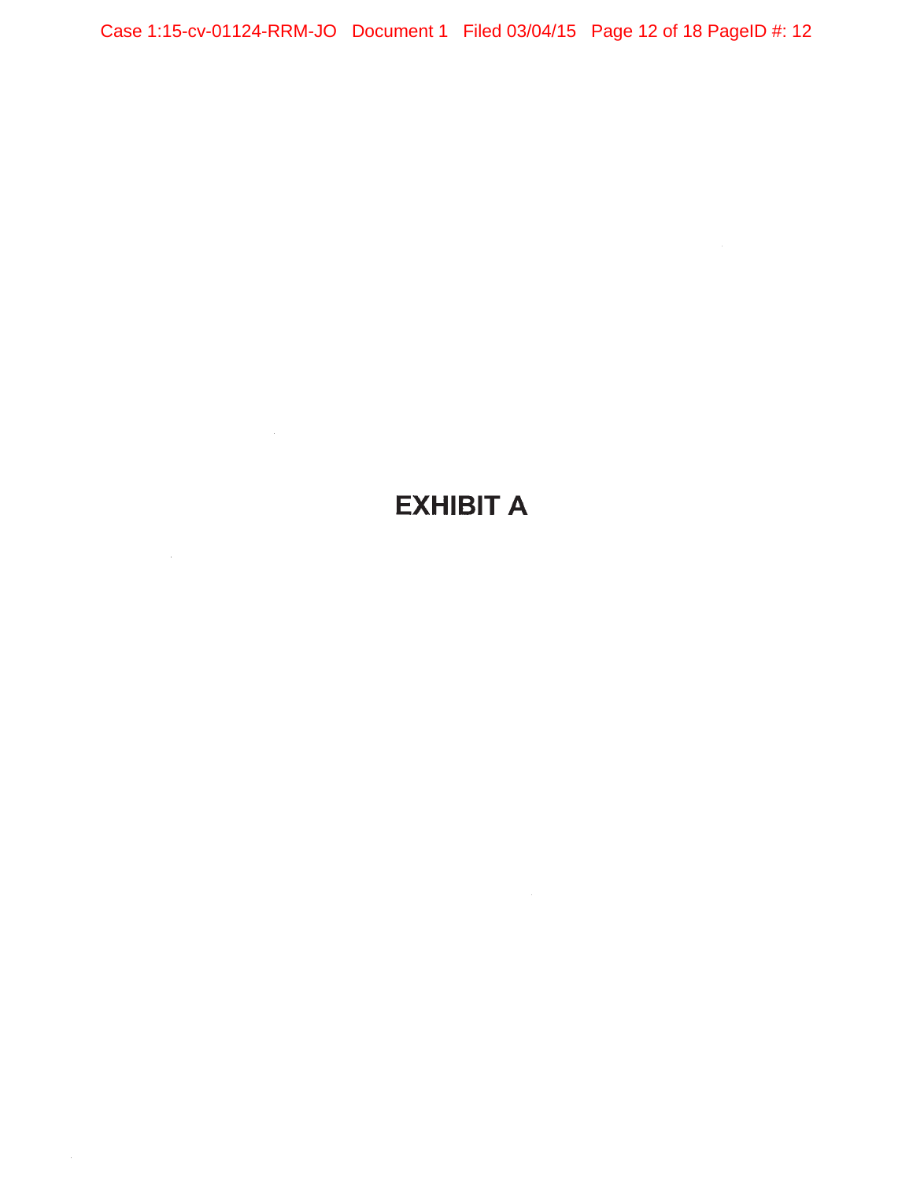# EXHIBIT A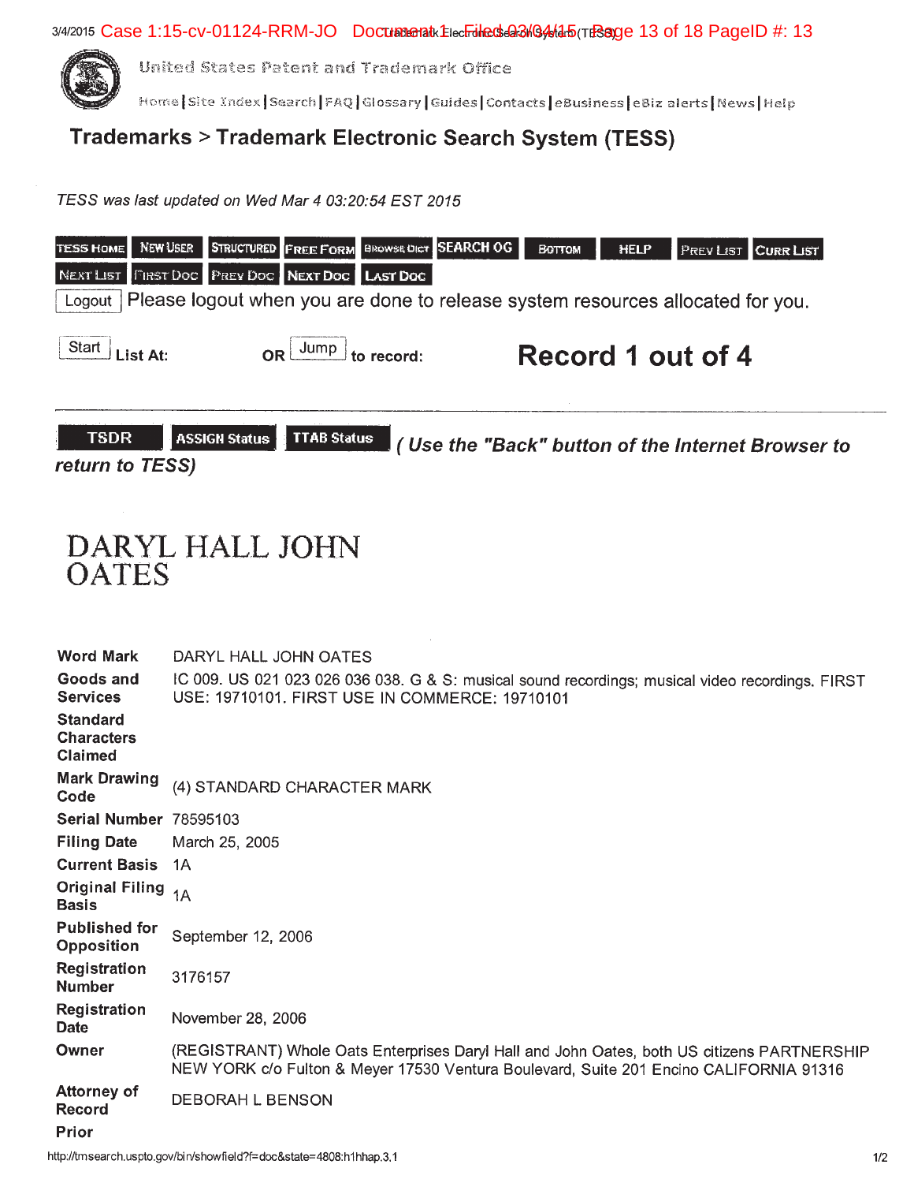United States Patent and Trademark Office

Home | Site Index | Search | FAQ | Glossary | Guides | Contacts | eBusiness | eBiz alerts | News | Help

# Trademarks > Trademark Electronic Search System (TESS)

*TESS was last updated on Wed Mar 4 03:20:54 EST 2015*

TESS HOME | NEW USER | STRUCTURED | FREE FORM | BROWSE DICT | SEARCH OG | BOTTOM | HELP | PREV LIST | CURR LIST | NEXT LIST | FIRST DOC | PREV DOC | NEXT DOC | LAST DOC

Logout Please logout when you are done to release system resources allocated for you.

Start List At: OR Jump to record: **Record 1 out of 4**

TSDR | ASSIGN Status | TTAB Status ***( Use the "Back" button of the Internet Browser to return to TESS)***

# DARYL HALL JOHN OATES

| | |
|---|---|
| **Word Mark** | DARYL HALL JOHN OATES |
| **Goods and Services** | IC 009. US 021 023 026 036 038. G & S: musical sound recordings; musical video recordings. FIRST USE: 19710101. FIRST USE IN COMMERCE: 19710101 |
| **Standard Characters Claimed** | |
| **Mark Drawing Code** | (4) STANDARD CHARACTER MARK |
| **Serial Number** | 78595103 |
| **Filing Date** | March 25, 2005 |
| **Current Basis** | 1A |
| **Original Filing Basis** | 1A |
| **Published for Opposition** | September 12, 2006 |
| **Registration Number** | 3176157 |
| **Registration Date** | November 28, 2006 |
| **Owner** | (REGISTRANT) Whole Oats Enterprises Daryl Hall and John Oates, both US citizens PARTNERSHIP NEW YORK c/o Fulton & Meyer 17530 Ventura Boulevard, Suite 201 Encino CALIFORNIA 91316 |
| **Attorney of Record** | DEBORAH L BENSON |
| **Prior** | |

http://tmsearch.uspto.gov/bin/showfield?f=doc&state=4808:h1hhap.3.1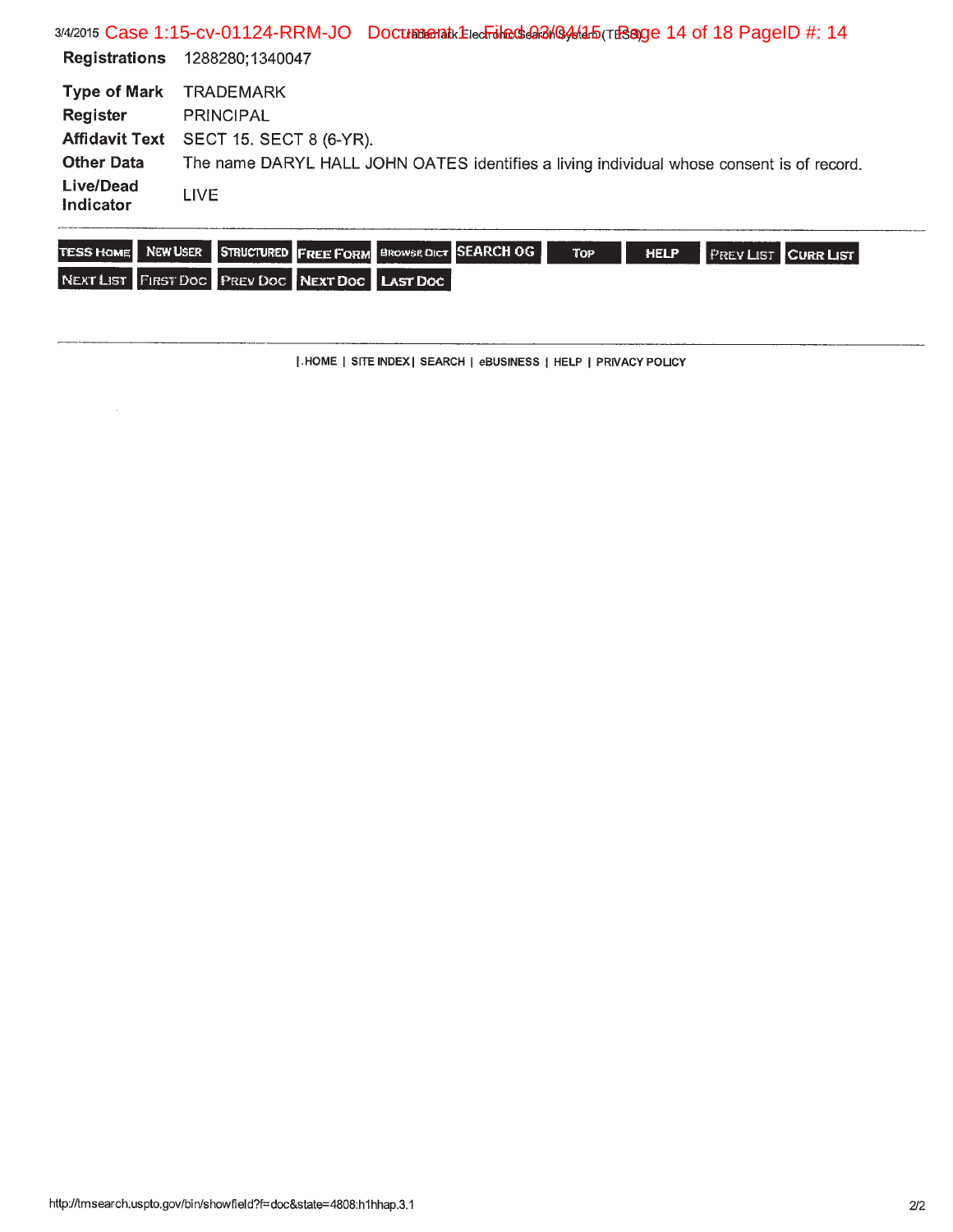| | |
|---|---|
| **Registrations** | 1288280;1340047 |
| **Type of Mark** | TRADEMARK |
| **Register** | PRINCIPAL |
| **Affidavit Text** | SECT 15. SECT 8 (6-YR). |
| **Other Data** | The name DARYL HALL JOHN OATES identifies a living individual whose consent is of record. |
| **Live/Dead Indicator** | LIVE |

TESS HOME | NEW USER | STRUCTURED | FREE FORM | BROWSE DICT | SEARCH OG | TOP | HELP | PREV LIST | CURR LIST | NEXT LIST | FIRST DOC | PREV DOC | NEXT DOC | LAST DOC

| .HOME | SITE INDEX | SEARCH | eBUSINESS | HELP | PRIVACY POLICY

http://tmsearch.uspto.gov/bin/showfield?f=doc&state=4808:h1hhap.3.1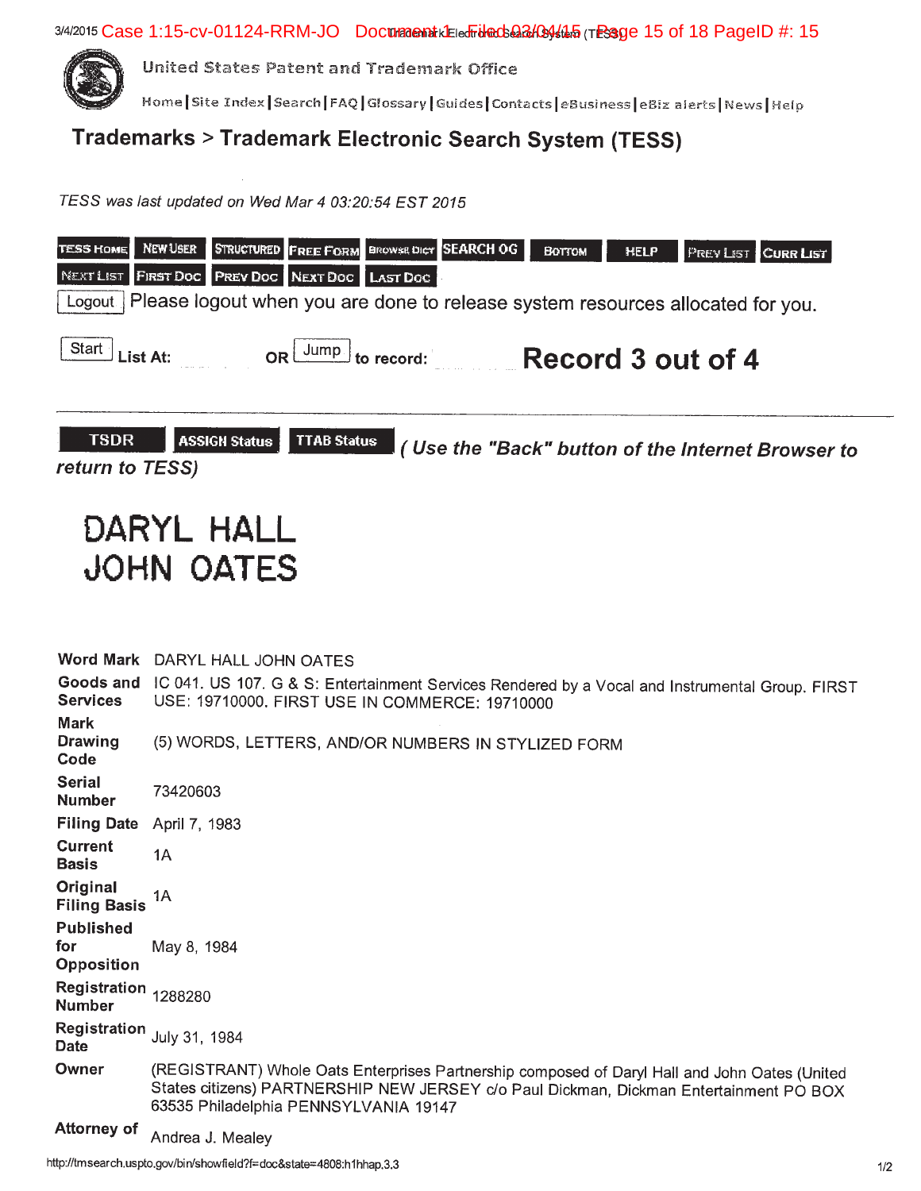United States Patent and Trademark Office

Home | Site Index | Search | FAQ | Glossary | Guides | Contacts | eBusiness | eBiz alerts | News | Help

# Trademarks > Trademark Electronic Search System (TESS)

*TESS was last updated on Wed Mar 4 03:20:54 EST 2015*

TESS HOME | NEW USER | STRUCTURED | FREE FORM | BROWSE DICT | SEARCH OG | BOTTOM | HELP | PREV LIST | CURR LIST | NEXT LIST | FIRST DOC | PREV DOC | NEXT DOC | LAST DOC

Logout Please logout when you are done to release system resources allocated for you.

Start List At: OR Jump to record: **Record 3 out of 4**

TSDR | ASSIGN Status | TTAB Status ***( Use the "Back" button of the Internet Browser to return to TESS)***

## DARYL HALL JOHN OATES

| | |
|---|---|
| **Word Mark** | DARYL HALL JOHN OATES |
| **Goods and Services** | IC 041. US 107. G & S: Entertainment Services Rendered by a Vocal and Instrumental Group. FIRST USE: 19710000. FIRST USE IN COMMERCE: 19710000 |
| **Mark Drawing Code** | (5) WORDS, LETTERS, AND/OR NUMBERS IN STYLIZED FORM |
| **Serial Number** | 73420603 |
| **Filing Date** | April 7, 1983 |
| **Current Basis** | 1A |
| **Original Filing Basis** | 1A |
| **Published for Opposition** | May 8, 1984 |
| **Registration Number** | 1288280 |
| **Registration Date** | July 31, 1984 |
| **Owner** | (REGISTRANT) Whole Oats Enterprises Partnership composed of Daryl Hall and John Oates (United States citizens) PARTNERSHIP NEW JERSEY c/o Paul Dickman, Dickman Entertainment PO BOX 63535 Philadelphia PENNSYLVANIA 19147 |
| **Attorney of** | Andrea J. Mealey |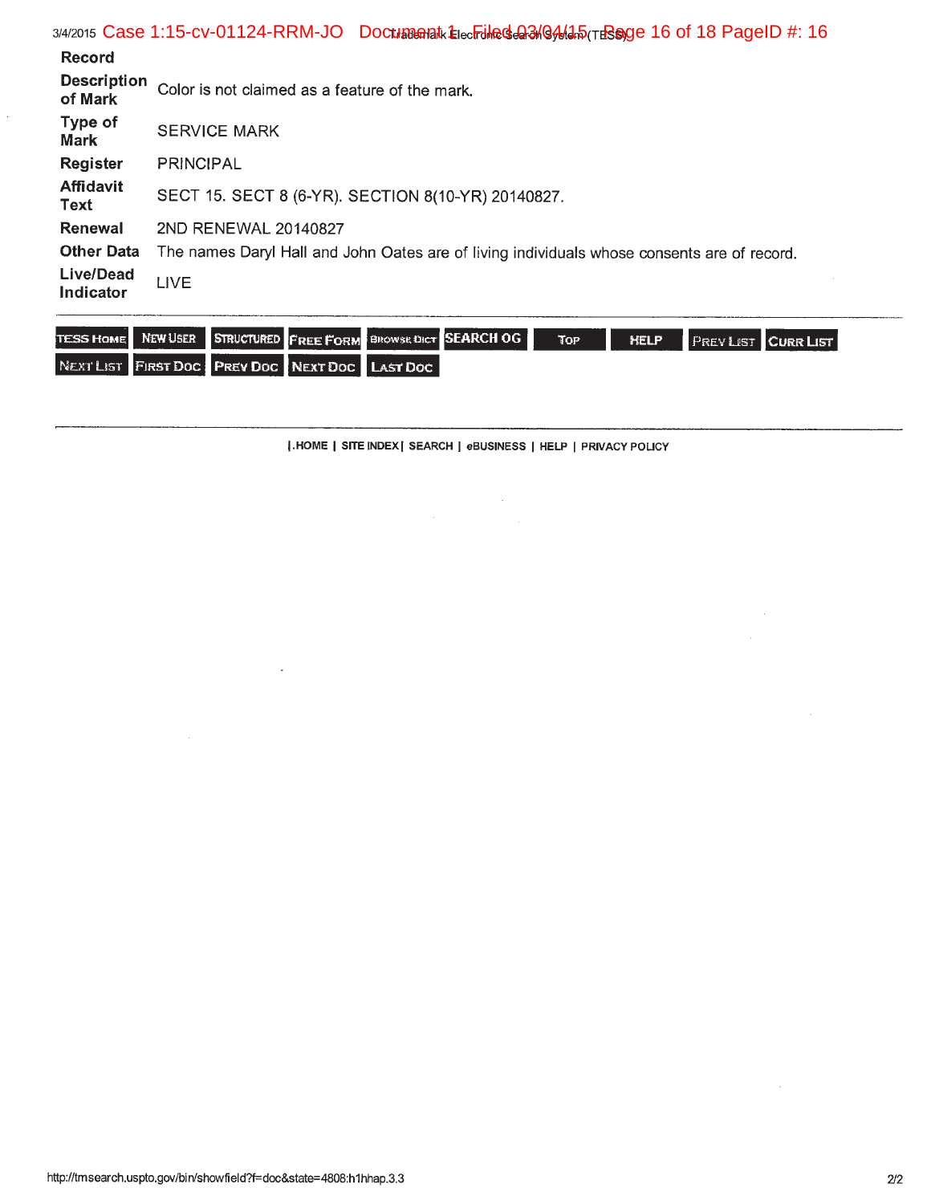| | |
|---|---|
| **Record** | |
| **Description of Mark** | Color is not claimed as a feature of the mark. |
| **Type of Mark** | SERVICE MARK |
| **Register** | PRINCIPAL |
| **Affidavit Text** | SECT 15. SECT 8 (6-YR). SECTION 8(10-YR) 20140827. |
| **Renewal** | 2ND RENEWAL 20140827 |
| **Other Data** | The names Daryl Hall and John Oates are of living individuals whose consents are of record. |
| **Live/Dead Indicator** | LIVE |

TESS HOME | NEW USER | STRUCTURED | FREE FORM | BROWSE DICT | SEARCH OG | TOP | HELP | PREV LIST | CURR LIST | NEXT LIST | FIRST DOC | PREV DOC | NEXT DOC | LAST DOC

|.HOME | SITE INDEX| SEARCH | eBUSINESS | HELP | PRIVACY POLICY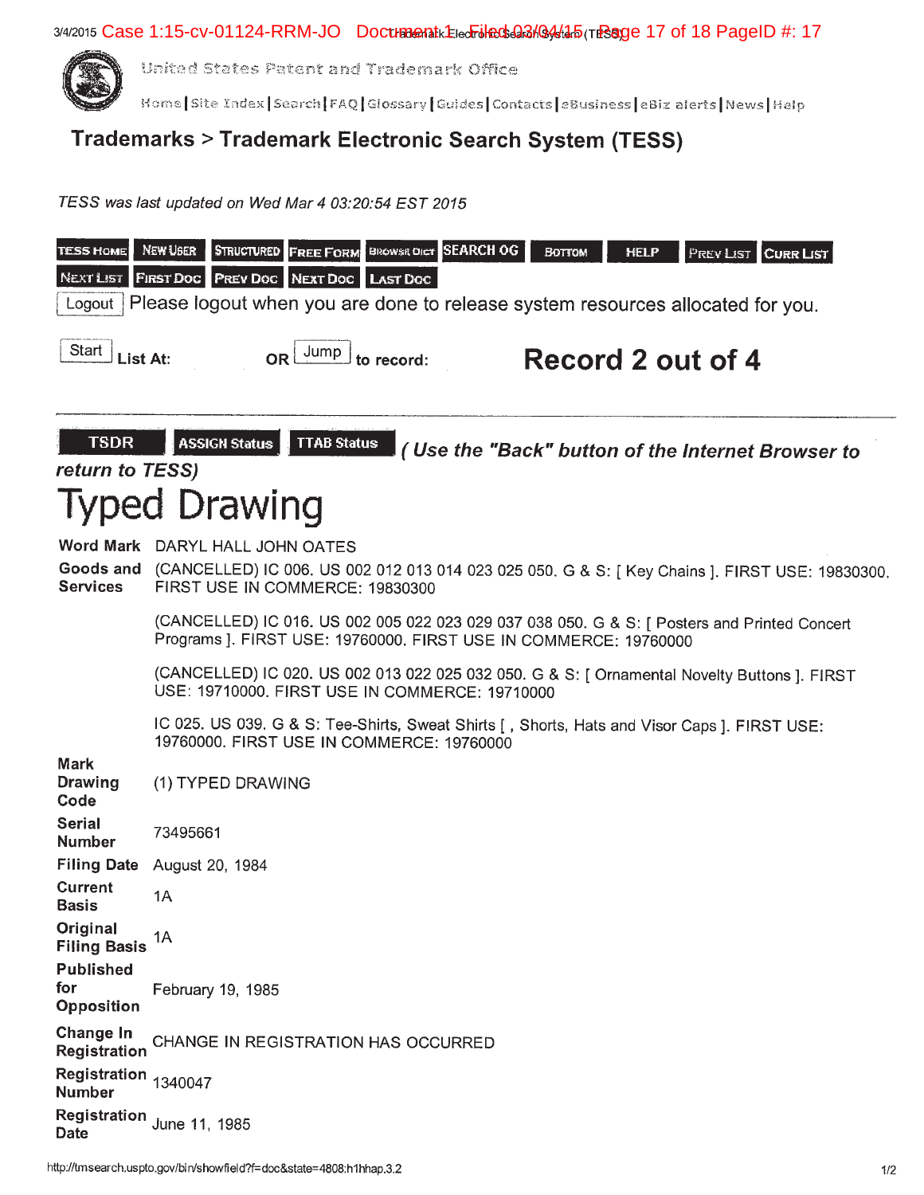United States Patent and Trademark Office

Home | Site Index | Search | FAQ | Glossary | Guides | Contacts | eBusiness | eBiz alerts | News | Help

# Trademarks > Trademark Electronic Search System (TESS)

*TESS was last updated on Wed Mar 4 03:20:54 EST 2015*

TESS HOME | NEW USER | STRUCTURED | FREE FORM | BROWSE DICT | SEARCH OG | BOTTOM | HELP | PREV LIST | CURR LIST | NEXT LIST | FIRST DOC | PREV DOC | NEXT DOC | LAST DOC

Logout Please logout when you are done to release system resources allocated for you.

Start List At: OR Jump to record: **Record 2 out of 4**

TSDR | ASSIGN Status | TTAB Status ***( Use the "Back" button of the Internet Browser to return to TESS)***

# Typed Drawing

| | |
|---|---|
| **Word Mark** | DARYL HALL JOHN OATES |
| **Goods and Services** | (CANCELLED) IC 006. US 002 012 013 014 023 025 050. G & S: [ Key Chains ]. FIRST USE: 19830300. FIRST USE IN COMMERCE: 19830300<br><br>(CANCELLED) IC 016. US 002 005 022 023 029 037 038 050. G & S: [ Posters and Printed Concert Programs ]. FIRST USE: 19760000. FIRST USE IN COMMERCE: 19760000<br><br>(CANCELLED) IC 020. US 002 013 022 025 032 050. G & S: [ Ornamental Novelty Buttons ]. FIRST USE: 19710000. FIRST USE IN COMMERCE: 19710000<br><br>IC 025. US 039. G & S: Tee-Shirts, Sweat Shirts [ , Shorts, Hats and Visor Caps ]. FIRST USE: 19760000. FIRST USE IN COMMERCE: 19760000 |
| **Mark Drawing Code** | (1) TYPED DRAWING |
| **Serial Number** | 73495661 |
| **Filing Date** | August 20, 1984 |
| **Current Basis** | 1A |
| **Original Filing Basis** | 1A |
| **Published for Opposition** | February 19, 1985 |
| **Change In Registration** | CHANGE IN REGISTRATION HAS OCCURRED |
| **Registration Number** | 1340047 |
| **Registration Date** | June 11, 1985 |

http://tmsearch.uspto.gov/bin/showfield?f=doc&state=4808:h1hhap.3.2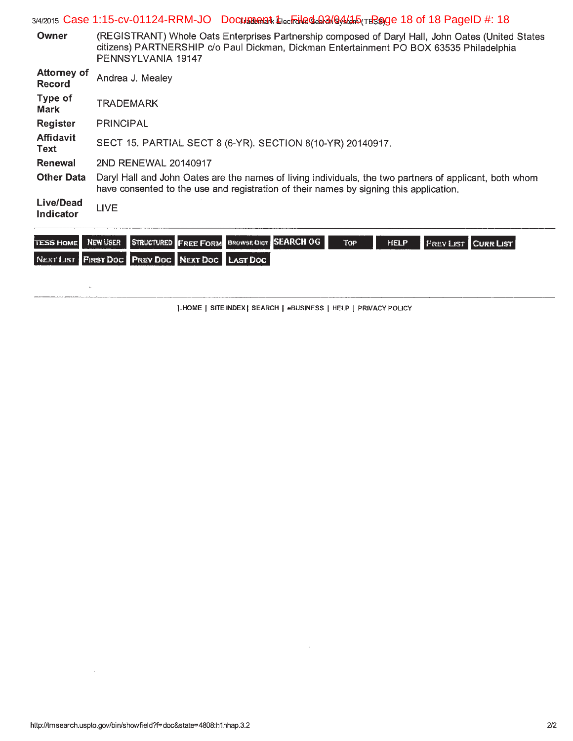| | |
|---|---|
| **Owner** | (REGISTRANT) Whole Oats Enterprises Partnership composed of Daryl Hall, John Oates (United States citizens) PARTNERSHIP c/o Paul Dickman, Dickman Entertainment PO BOX 63535 Philadelphia PENNSYLVANIA 19147 |
| **Attorney of Record** | Andrea J. Mealey |
| **Type of Mark** | TRADEMARK |
| **Register** | PRINCIPAL |
| **Affidavit Text** | SECT 15. PARTIAL SECT 8 (6-YR). SECTION 8(10-YR) 20140917. |
| **Renewal** | 2ND RENEWAL 20140917 |
| **Other Data** | Daryl Hall and John Oates are the names of living individuals, the two partners of applicant, both whom have consented to the use and registration of their names by signing this application. |
| **Live/Dead Indicator** | LIVE |

TESS HOME | NEW USER | STRUCTURED | FREE FORM | BROWSE DICT | SEARCH OG | TOP | HELP | PREV LIST | CURR LIST | NEXT LIST | FIRST DOC | PREV DOC | NEXT DOC | LAST DOC

| HOME | SITE INDEX | SEARCH | eBUSINESS | HELP | PRIVACY POLICY

http://tmsearch.uspto.gov/bin/showfield?f=doc&state=4808:h1hhap.3.2